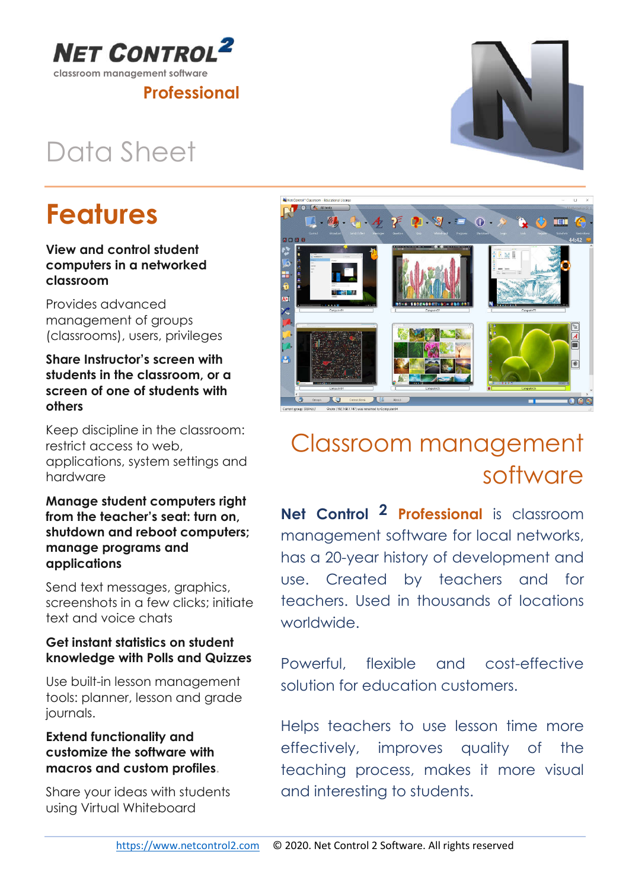**NET CONTROL 2**

classroom management software

**Professional**

# Data Sheet

## Features

**View and control student computers in a networked classroom**

Provides advanced management of groups (classrooms), users, privileges

**Share Instructor's screen with students in the classroom, or a screen of one of students with others**

Keep discipline in the classroom: restrict access to web, applications, system settings and hardware

**Manage student computers right from the teacher's seat: turn on, shutdown and reboot computers; manage programs and applications**

Send text messages, graphics, screenshots in a few clicks; initiate text and voice chats

**Get instant statistics on student knowledge with Polls and Quizzes**

Use built-in lesson management tools: planner, lesson and grade journals.

**Extend functionality and customize the software with macros and custom profiles.**

Share your ideas with students using Virtual Whiteboard

## Classroom management software

**Net Control 2 Professional** is classroom management software for local networks, has a 20-year history of development and use. Created by teachers and for teachers. Used in thousands of locations worldwide.

Powerful, flexible and cost-effective solution for education customers.

Helps teachers to use lesson time more effectively, improves quality of the teaching process, makes it more visual and interesting to students.

https://www.netcontrol2.com © 2020. Net Control 2 Software. All rights reserved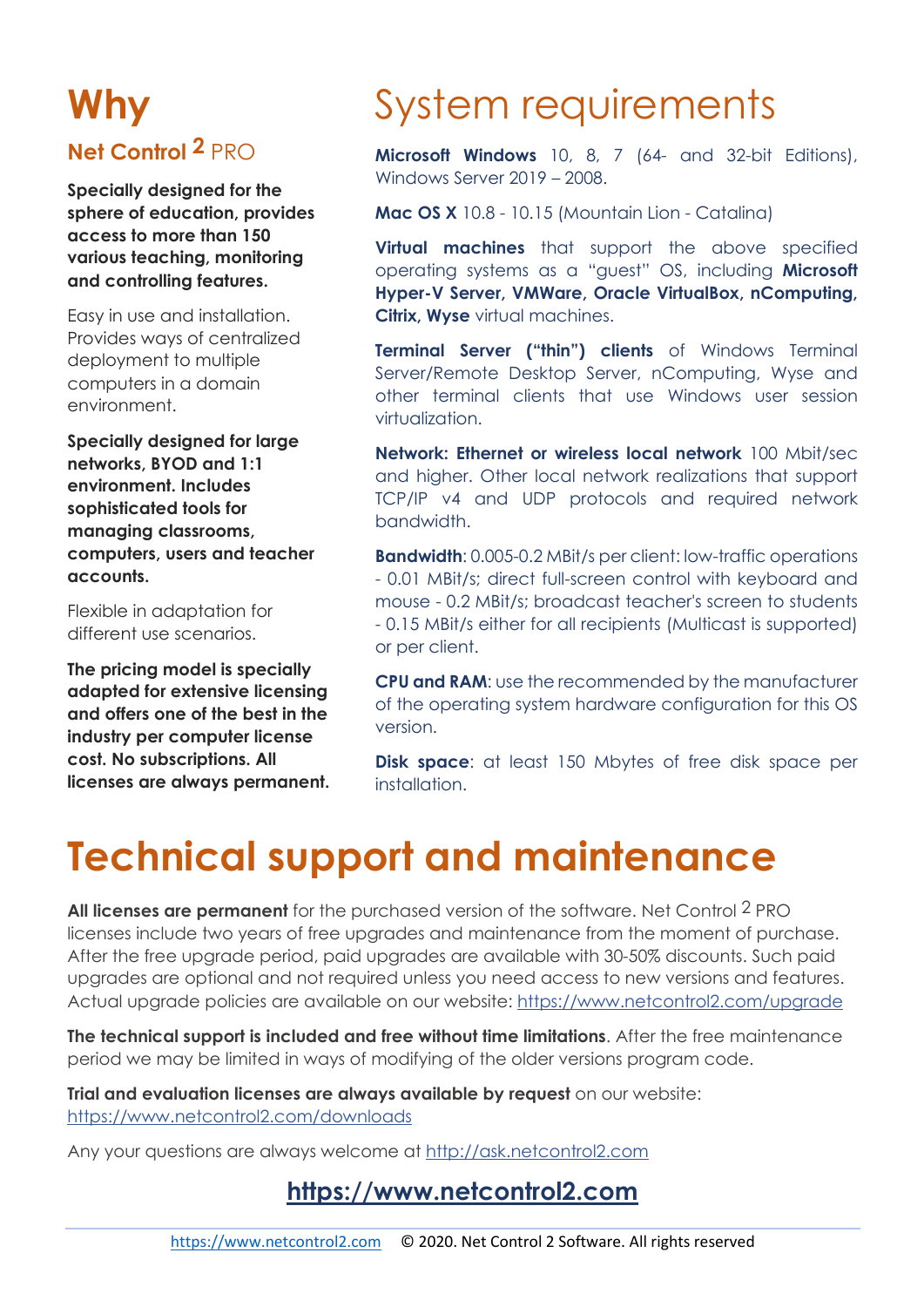# Why

## Net Control 2 PRO

**Specially designed for the sphere of education, provides access to more than 150 various teaching, monitoring and controlling features.**

Easy in use and installation. Provides ways of centralized deployment to multiple computers in a domain environment.

**Specially designed for large networks, BYOD and 1:1 environment. Includes sophisticated tools for managing classrooms, computers, users and teacher accounts.**

Flexible in adaptation for different use scenarios.

**The pricing model is specially adapted for extensive licensing and offers one of the best in the industry per computer license cost. No subscriptions. All licenses are always permanent.**

# System requirements

**Microsoft Windows** 10, 8, 7 (64- and 32-bit Editions), Windows Server 2019 – 2008.

**Mac OS X** 10.8 - 10.15 (Mountain Lion - Catalina)

**Virtual machines** that support the above specified operating systems as a "guest" OS, including **Microsoft Hyper-V Server, VMWare, Oracle VirtualBox, nComputing, Citrix, Wyse** virtual machines.

**Terminal Server ("thin") clients** of Windows Terminal Server/Remote Desktop Server, nComputing, Wyse and other terminal clients that use Windows user session virtualization.

**Network: Ethernet or wireless local network** 100 Mbit/sec and higher. Other local network realizations that support TCP/IP v4 and UDP protocols and required network bandwidth.

**Bandwidth**: 0.005-0.2 MBit/s per client: low-traffic operations - 0.01 MBit/s; direct full-screen control with keyboard and mouse - 0.2 MBit/s; broadcast teacher's screen to students - 0.15 MBit/s either for all recipients (Multicast is supported) or per client.

**CPU and RAM**: use the recommended by the manufacturer of the operating system hardware configuration for this OS version.

**Disk space**: at least 150 Mbytes of free disk space per installation.

# Technical support and maintenance

**All licenses are permanent** for the purchased version of the software. Net Control 2 PRO licenses include two years of free upgrades and maintenance from the moment of purchase. After the free upgrade period, paid upgrades are available with 30-50% discounts. Such paid upgrades are optional and not required unless you need access to new versions and features. Actual upgrade policies are available on our website: https://www.netcontrol2.com/upgrade

**The technical support is included and free without time limitations**. After the free maintenance period we may be limited in ways of modifying of the older versions program code.

**Trial and evaluation licenses are always available by request** on our website: https://www.netcontrol2.com/downloads

Any your questions are always welcome at http://ask.netcontrol2.com

**https://www.netcontrol2.com**